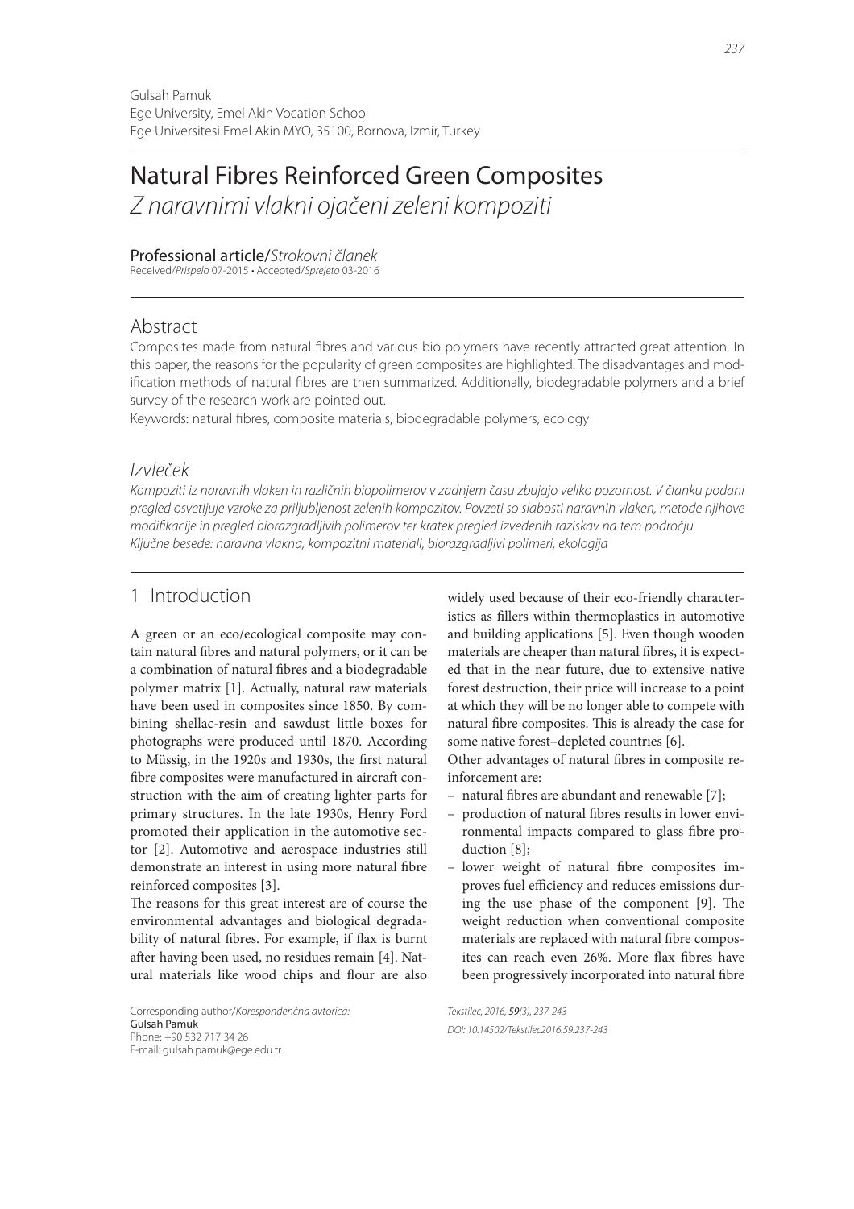Gulsah Pamuk
Ege University, Emel Akin Vocation School
Ege Universitesi Emel Akin MYO, 35100, Bornova, Izmir, Turkey

# Natural Fibres Reinforced Green Composites

*Z naravnimi vlakni ojačeni zeleni kompoziti*

Professional article/*Strokovni članek*
Received/*Prispelo* 07-2015 • Accepted/*Sprejeto* 03-2016

## Abstract

Composites made from natural fibres and various bio polymers have recently attracted great attention. In this paper, the reasons for the popularity of green composites are highlighted. The disadvantages and modification methods of natural fibres are then summarized. Additionally, biodegradable polymers and a brief survey of the research work are pointed out.

Keywords: natural fibres, composite materials, biodegradable polymers, ecology

## *Izvleček*

*Kompoziti iz naravnih vlaken in različnih biopolimerov v zadnjem času zbujajo veliko pozornost. V članku podani pregled osvetljuje vzroke za priljubljenost zelenih kompozitov. Povzeti so slabosti naravnih vlaken, metode njihove modifikacije in pregled biorazgradljivih polimerov ter kratek pregled izvedenih raziskav na tem področju.*

*Ključne besede: naravna vlakna, kompozitni materiali, biorazgradljivi polimeri, ekologija*

## 1 Introduction

A green or an eco/ecological composite may contain natural fibres and natural polymers, or it can be a combination of natural fibres and a biodegradable polymer matrix [1]. Actually, natural raw materials have been used in composites since 1850. By combining shellac-resin and sawdust little boxes for photographs were produced until 1870. According to Müssig, in the 1920s and 1930s, the first natural fibre composites were manufactured in aircraft construction with the aim of creating lighter parts for primary structures. In the late 1930s, Henry Ford promoted their application in the automotive sector [2]. Automotive and aerospace industries still demonstrate an interest in using more natural fibre reinforced composites [3].

The reasons for this great interest are of course the environmental advantages and biological degradability of natural fibres. For example, if flax is burnt after having been used, no residues remain [4]. Natural materials like wood chips and flour are also widely used because of their eco-friendly characteristics as fillers within thermoplastics in automotive and building applications [5]. Even though wooden materials are cheaper than natural fibres, it is expected that in the near future, due to extensive native forest destruction, their price will increase to a point at which they will be no longer able to compete with natural fibre composites. This is already the case for some native forest–depleted countries [6].

Other advantages of natural fibres in composite reinforcement are:

- natural fibres are abundant and renewable [7];
- production of natural fibres results in lower environmental impacts compared to glass fibre production [8];
- lower weight of natural fibre composites improves fuel efficiency and reduces emissions during the use phase of the component [9]. The weight reduction when conventional composite materials are replaced with natural fibre composites can reach even 26%. More flax fibres have been progressively incorporated into natural fibre

Corresponding author/*Korespondenčna avtorica:*
Gulsah Pamuk
Phone: +90 532 717 34 26
E-mail: gulsah.pamuk@ege.edu.tr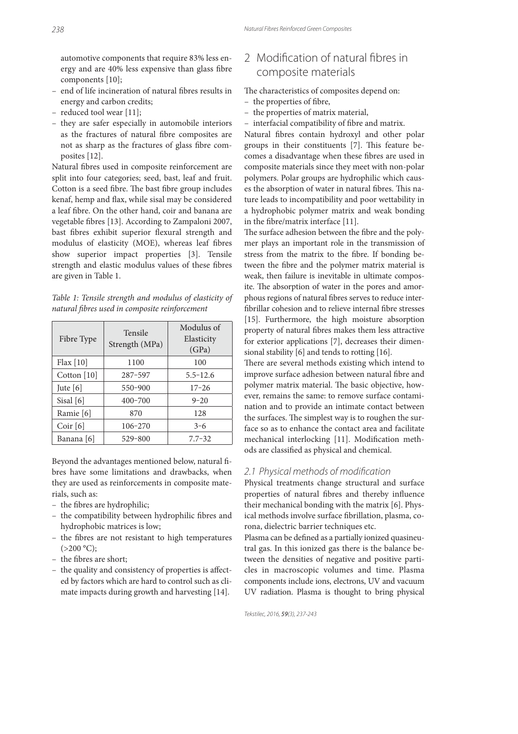automotive components that require 83% less energy and are 40% less expensive than glass fibre components [10];

- end of life incineration of natural fibres results in energy and carbon credits;
- reduced tool wear [11];
- they are safer especially in automobile interiors as the fractures of natural fibre composites are not as sharp as the fractures of glass fibre composites [12].

Natural fibres used in composite reinforcement are split into four categories; seed, bast, leaf and fruit. Cotton is a seed fibre. The bast fibre group includes kenaf, hemp and flax, while sisal may be considered a leaf fibre. On the other hand, coir and banana are vegetable fibres [13]. According to Zampaloni 2007, bast fibres exhibit superior flexural strength and modulus of elasticity (MOE), whereas leaf fibres show superior impact properties [3]. Tensile strength and elastic modulus values of these fibres are given in Table 1.

*Table 1: Tensile strength and modulus of elasticity of natural fibres used in composite reinforcement*

| Fibre Type | Tensile Strength (MPa) | Modulus of Elasticity (GPa) |
|---|---|---|
| Flax [10] | 1100 | 100 |
| Cotton [10] | 287–597 | 5.5–12.6 |
| Jute [6] | 550–900 | 17–26 |
| Sisal [6] | 400–700 | 9–20 |
| Ramie [6] | 870 | 128 |
| Coir [6] | 106–270 | 3–6 |
| Banana [6] | 529–800 | 7.7–32 |

Beyond the advantages mentioned below, natural fibres have some limitations and drawbacks, when they are used as reinforcements in composite materials, such as:

- the fibres are hydrophilic;
- the compatibility between hydrophilic fibres and hydrophobic matrices is low;
- the fibres are not resistant to high temperatures (>200 °C);
- the fibres are short;
- the quality and consistency of properties is affected by factors which are hard to control such as climate impacts during growth and harvesting [14].

# 2 Modification of natural fibres in composite materials

The characteristics of composites depend on:

- the properties of fibre,
- the properties of matrix material,
- interfacial compatibility of fibre and matrix.

Natural fibres contain hydroxyl and other polar groups in their constituents [7]. This feature becomes a disadvantage when these fibres are used in composite materials since they meet with non-polar polymers. Polar groups are hydrophilic which causes the absorption of water in natural fibres. This nature leads to incompatibility and poor wettability in a hydrophobic polymer matrix and weak bonding in the fibre/matrix interface [11].

The surface adhesion between the fibre and the polymer plays an important role in the transmission of stress from the matrix to the fibre. If bonding between the fibre and the polymer matrix material is weak, then failure is inevitable in ultimate composite. The absorption of water in the pores and amorphous regions of natural fibres serves to reduce interfibrillar cohesion and to relieve internal fibre stresses [15]. Furthermore, the high moisture absorption property of natural fibres makes them less attractive for exterior applications [7], decreases their dimensional stability [6] and tends to rotting [16].

There are several methods existing which intend to improve surface adhesion between natural fibre and polymer matrix material. The basic objective, however, remains the same: to remove surface contamination and to provide an intimate contact between the surfaces. The simplest way is to roughen the surface so as to enhance the contact area and facilitate mechanical interlocking [11]. Modification methods are classified as physical and chemical.

## 2.1 Physical methods of modification

Physical treatments change structural and surface properties of natural fibres and thereby influence their mechanical bonding with the matrix [6]. Physical methods involve surface fibrillation, plasma, corona, dielectric barrier techniques etc.

Plasma can be defined as a partially ionized quasineutral gas. In this ionized gas there is the balance between the densities of negative and positive particles in macroscopic volumes and time. Plasma components include ions, electrons, UV and vacuum UV radiation. Plasma is thought to bring physical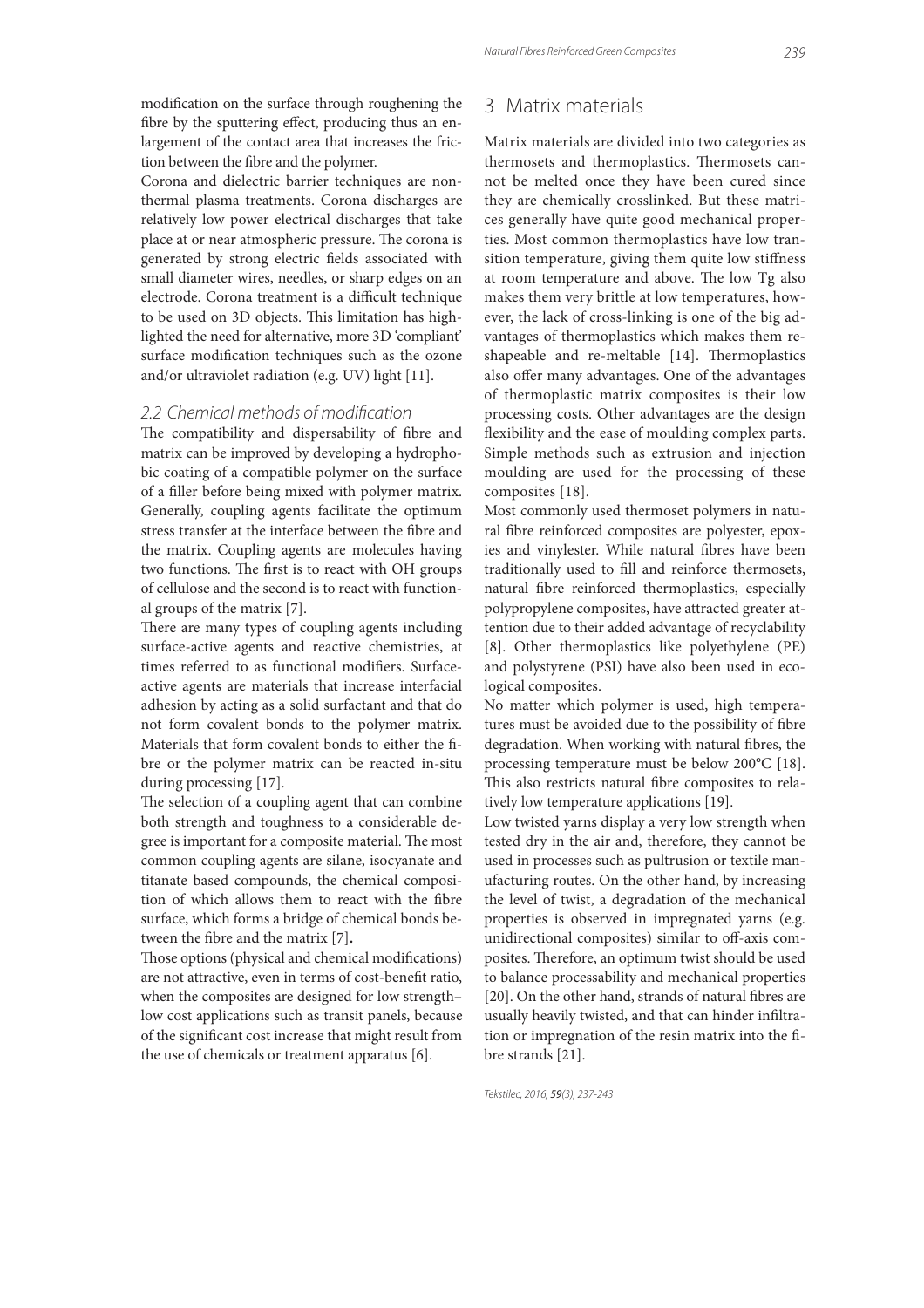modification on the surface through roughening the fibre by the sputtering effect, producing thus an enlargement of the contact area that increases the friction between the fibre and the polymer.

Corona and dielectric barrier techniques are non-thermal plasma treatments. Corona discharges are relatively low power electrical discharges that take place at or near atmospheric pressure. The corona is generated by strong electric fields associated with small diameter wires, needles, or sharp edges on an electrode. Corona treatment is a difficult technique to be used on 3D objects. This limitation has highlighted the need for alternative, more 3D 'compliant' surface modification techniques such as the ozone and/or ultraviolet radiation (e.g. UV) light [11].

### 2.2 Chemical methods of modification

The compatibility and dispersability of fibre and matrix can be improved by developing a hydrophobic coating of a compatible polymer on the surface of a filler before being mixed with polymer matrix. Generally, coupling agents facilitate the optimum stress transfer at the interface between the fibre and the matrix. Coupling agents are molecules having two functions. The first is to react with OH groups of cellulose and the second is to react with functional groups of the matrix [7].

There are many types of coupling agents including surface-active agents and reactive chemistries, at times referred to as functional modifiers. Surface-active agents are materials that increase interfacial adhesion by acting as a solid surfactant and that do not form covalent bonds to the polymer matrix. Materials that form covalent bonds to either the fibre or the polymer matrix can be reacted in-situ during processing [17].

The selection of a coupling agent that can combine both strength and toughness to a considerable degree is important for a composite material. The most common coupling agents are silane, isocyanate and titanate based compounds, the chemical composition of which allows them to react with the fibre surface, which forms a bridge of chemical bonds between the fibre and the matrix [7].

Those options (physical and chemical modifications) are not attractive, even in terms of cost-benefit ratio, when the composites are designed for low strength–low cost applications such as transit panels, because of the significant cost increase that might result from the use of chemicals or treatment apparatus [6].

## 3 Matrix materials

Matrix materials are divided into two categories as thermosets and thermoplastics. Thermosets cannot be melted once they have been cured since they are chemically crosslinked. But these matrices generally have quite good mechanical properties. Most common thermoplastics have low transition temperature, giving them quite low stiffness at room temperature and above. The low Tg also makes them very brittle at low temperatures, however, the lack of cross-linking is one of the big advantages of thermoplastics which makes them reshapeable and re-meltable [14]. Thermoplastics also offer many advantages. One of the advantages of thermoplastic matrix composites is their low processing costs. Other advantages are the design flexibility and the ease of moulding complex parts. Simple methods such as extrusion and injection moulding are used for the processing of these composites [18].

Most commonly used thermoset polymers in natural fibre reinforced composites are polyester, epoxies and vinylester. While natural fibres have been traditionally used to fill and reinforce thermosets, natural fibre reinforced thermoplastics, especially polypropylene composites, have attracted greater attention due to their added advantage of recyclability [8]. Other thermoplastics like polyethylene (PE) and polystyrene (PSI) have also been used in ecological composites.

No matter which polymer is used, high temperatures must be avoided due to the possibility of fibre degradation. When working with natural fibres, the processing temperature must be below 200°C [18]. This also restricts natural fibre composites to relatively low temperature applications [19].

Low twisted yarns display a very low strength when tested dry in the air and, therefore, they cannot be used in processes such as pultrusion or textile manufacturing routes. On the other hand, by increasing the level of twist, a degradation of the mechanical properties is observed in impregnated yarns (e.g. unidirectional composites) similar to off-axis composites. Therefore, an optimum twist should be used to balance processability and mechanical properties [20]. On the other hand, strands of natural fibres are usually heavily twisted, and that can hinder infiltration or impregnation of the resin matrix into the fibre strands [21].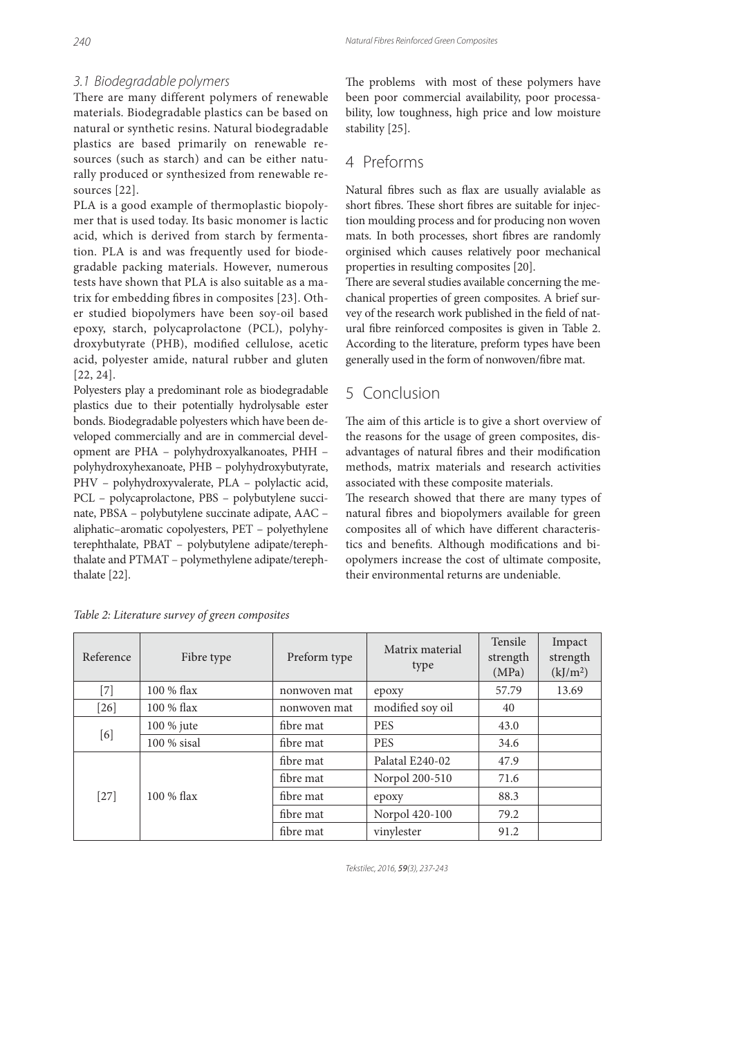### 3.1 Biodegradable polymers

There are many different polymers of renewable materials. Biodegradable plastics can be based on natural or synthetic resins. Natural biodegradable plastics are based primarily on renewable resources (such as starch) and can be either naturally produced or synthesized from renewable resources [22].

PLA is a good example of thermoplastic biopolymer that is used today. Its basic monomer is lactic acid, which is derived from starch by fermentation. PLA is and was frequently used for biodegradable packing materials. However, numerous tests have shown that PLA is also suitable as a matrix for embedding fibres in composites [23]. Other studied biopolymers have been soy-oil based epoxy, starch, polycaprolactone (PCL), polyhydroxybutyrate (PHB), modified cellulose, acetic acid, polyester amide, natural rubber and gluten [22, 24].

Polyesters play a predominant role as biodegradable plastics due to their potentially hydrolysable ester bonds. Biodegradable polyesters which have been developed commercially and are in commercial development are PHA – polyhydroxyalkanoates, PHH – polyhydroxyhexanoate, PHB – polyhydroxybutyrate, PHV – polyhydroxyvalerate, PLA – polylactic acid, PCL – polycaprolactone, PBS – polybutylene succinate, PBSA – polybutylene succinate adipate, AAC – aliphatic–aromatic copolyesters, PET – polyethylene terephthalate, PBAT – polybutylene adipate/terephthalate and PTMAT – polymethylene adipate/terephthalate [22].

The problems with most of these polymers have been poor commercial availability, poor processability, low toughness, high price and low moisture stability [25].

## 4 Preforms

Natural fibres such as flax are usually avialable as short fibres. These short fibres are suitable for injection moulding process and for producing non woven mats. In both processes, short fibres are randomly orginised which causes relatively poor mechanical properties in resulting composites [20].

There are several studies available concerning the mechanical properties of green composites. A brief survey of the research work published in the field of natural fibre reinforced composites is given in Table 2. According to the literature, preform types have been generally used in the form of nonwoven/fibre mat.

## 5 Conclusion

The aim of this article is to give a short overview of the reasons for the usage of green composites, disadvantages of natural fibres and their modification methods, matrix materials and research activities associated with these composite materials.

The research showed that there are many types of natural fibres and biopolymers available for green composites all of which have different characteristics and benefits. Although modifications and biopolymers increase the cost of ultimate composite, their environmental returns are undeniable.

*Table 2: Literature survey of green composites*

| Reference | Fibre type | Preform type | Matrix material type | Tensile strength (MPa) | Impact strength (kJ/m$^2$) |
|---|---|---|---|---|---|
| [7] | 100 % flax | nonwoven mat | epoxy | 57.79 | 13.69 |
| [26] | 100 % flax | nonwoven mat | modified soy oil | 40 | |
| [6] | 100 % jute | fibre mat | PES | 43.0 | |
| | 100 % sisal | fibre mat | PES | 34.6 | |
| [27] | 100 % flax | fibre mat | Palatal E240-02 | 47.9 | |
| | | fibre mat | Norpol 200-510 | 71.6 | |
| | | fibre mat | epoxy | 88.3 | |
| | | fibre mat | Norpol 420-100 | 79.2 | |
| | | fibre mat | vinylester | 91.2 | |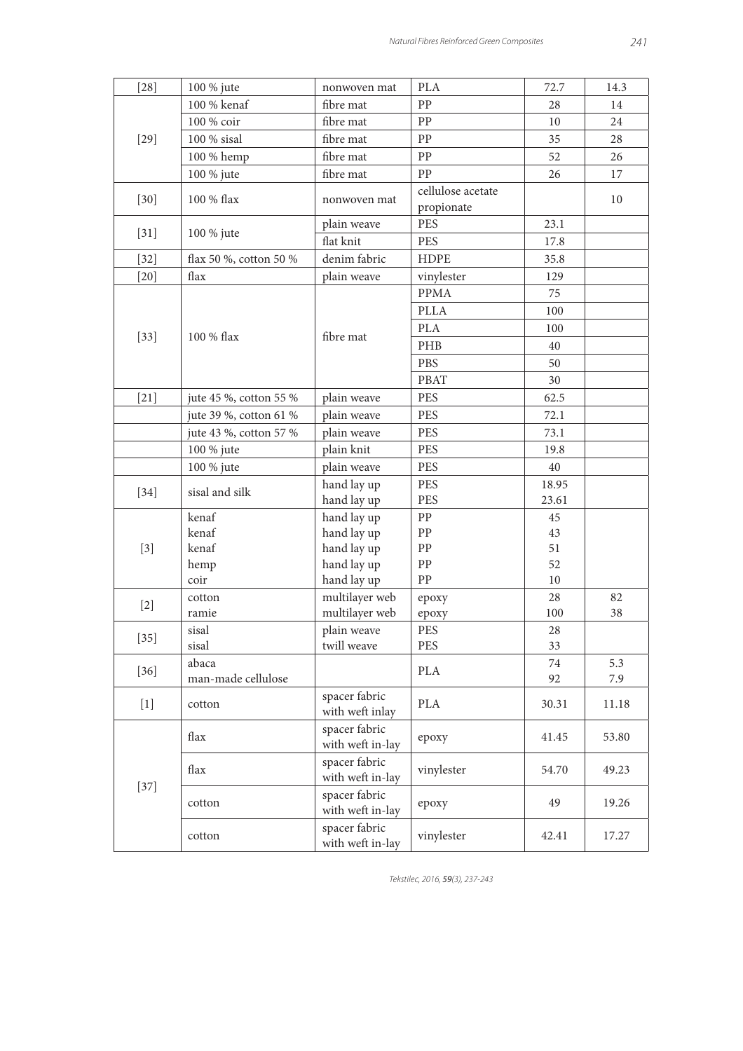| [28] | 100 % jute | nonwoven mat | PLA | 72.7 | 14.3 |
|---|---|---|---|---|---|
| [29] | 100 % kenaf | fibre mat | PP | 28 | 14 |
| | 100 % coir | fibre mat | PP | 10 | 24 |
| | 100 % sisal | fibre mat | PP | 35 | 28 |
| | 100 % hemp | fibre mat | PP | 52 | 26 |
| | 100 % jute | fibre mat | PP | 26 | 17 |
| [30] | 100 % flax | nonwoven mat | cellulose acetate propionate | | 10 |
| [31] | 100 % jute | plain weave | PES | 23.1 | |
| | | flat knit | PES | 17.8 | |
| [32] | flax 50 %, cotton 50 % | denim fabric | HDPE | 35.8 | |
| [20] | flax | plain weave | vinylester | 129 | |
| [33] | 100 % flax | fibre mat | PPMA | 75 | |
| | | | PLLA | 100 | |
| | | | PLA | 100 | |
| | | | PHB | 40 | |
| | | | PBS | 50 | |
| | | | PBAT | 30 | |
| [21] | jute 45 %, cotton 55 % | plain weave | PES | 62.5 | |
| | jute 39 %, cotton 61 % | plain weave | PES | 72.1 | |
| | jute 43 %, cotton 57 % | plain weave | PES | 73.1 | |
| | 100 % jute | plain knit | PES | 19.8 | |
| | 100 % jute | plain weave | PES | 40 | |
| [34] | sisal and silk | hand lay up | PES | 18.95 | |
| | | hand lay up | PES | 23.61 | |
| [3] | kenaf | hand lay up | PP | 45 | |
| | kenaf | hand lay up | PP | 43 | |
| | kenaf | hand lay up | PP | 51 | |
| | hemp | hand lay up | PP | 52 | |
| | coir | hand lay up | PP | 10 | |
| [2] | cotton | multilayer web | epoxy | 28 | 82 |
| | ramie | multilayer web | epoxy | 100 | 38 |
| [35] | sisal | plain weave | PES | 28 | |
| | sisal | twill weave | PES | 33 | |
| [36] | abaca | | PLA | 74 | 5.3 |
| | man-made cellulose | | | 92 | 7.9 |
| [1] | cotton | spacer fabric with weft inlay | PLA | 30.31 | 11.18 |
| [37] | flax | spacer fabric with weft in-lay | epoxy | 41.45 | 53.80 |
| | flax | spacer fabric with weft in-lay | vinylester | 54.70 | 49.23 |
| | cotton | spacer fabric with weft in-lay | epoxy | 49 | 19.26 |
| | cotton | spacer fabric with weft in-lay | vinylester | 42.41 | 17.27 |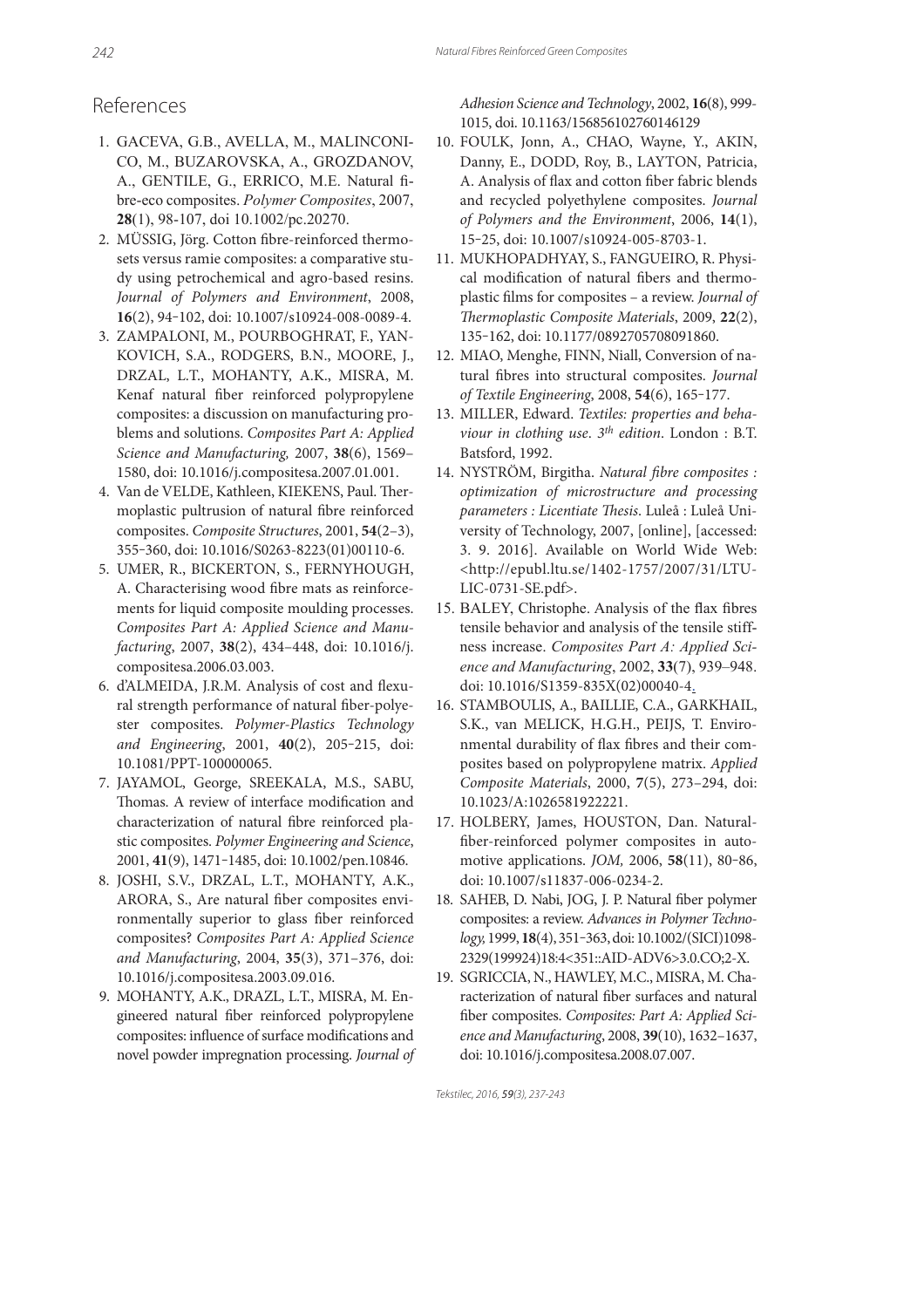## References

1. GACEVA, G.B., AVELLA, M., MALINCONICO, M., BUZAROVSKA, A., GROZDANOV, A., GENTILE, G., ERRICO, M.E. Natural fibre-eco composites. *Polymer Composites*, 2007, **28**(1), 98-107, doi 10.1002/pc.20270.
2. MÜSSIG, Jörg. Cotton fibre-reinforced thermosets versus ramie composites: a comparative study using petrochemical and agro-based resins. *Journal of Polymers and Environment*, 2008, **16**(2), 94‑102, doi: 10.1007/s10924-008-0089-4.
3. ZAMPALONI, M., POURBOGHRAT, F., YANKOVICH, S.A., RODGERS, B.N., MOORE, J., DRZAL, L.T., MOHANTY, A.K., MISRA, M. Kenaf natural fiber reinforced polypropylene composites: a discussion on manufacturing problems and solutions. *Composites Part A: Applied Science and Manufacturing,* 2007, **38**(6), 1569–1580, doi: 10.1016/j.compositesa.2007.01.001.
4. Van de VELDE, Kathleen, KIEKENS, Paul. Thermoplastic pultrusion of natural fibre reinforced composites. *Composite Structures*, 2001, **54**(2–3), 355‑360, doi: 10.1016/S0263-8223(01)00110-6.
5. UMER, R., BICKERTON, S., FERNYHOUGH, A. Characterising wood fibre mats as reinforcements for liquid composite moulding processes. *Composites Part A: Applied Science and Manufacturing*, 2007, **38**(2), 434–448, doi: 10.1016/j.compositesa.2006.03.003.
6. d'ALMEIDA, J.R.M. Analysis of cost and flexural strength performance of natural fiber-polyester composites. *Polymer-Plastics Technology and Engineering*, 2001, **40**(2), 205‑215, doi: 10.1081/PPT-100000065.
7. JAYAMOL, George, SREEKALA, M.S., SABU, Thomas. A review of interface modification and characterization of natural fibre reinforced plastic composites. *Polymer Engineering and Science*, 2001, **41**(9), 1471‑1485, doi: 10.1002/pen.10846.
8. JOSHI, S.V., DRZAL, L.T., MOHANTY, A.K., ARORA, S., Are natural fiber composites environmentally superior to glass fiber reinforced composites? *Composites Part A: Applied Science and Manufacturing*, 2004, **35**(3), 371–376, doi: 10.1016/j.compositesa.2003.09.016.
9. MOHANTY, A.K., DRAZL, L.T., MISRA, M. Engineered natural fiber reinforced polypropylene composites: influence of surface modifications and novel powder impregnation processing. *Journal of Adhesion Science and Technology*, 2002, **16**(8), 999-1015, doi. 10.1163/156856102760146129
10. FOULK, Jonn, A., CHAO, Wayne, Y., AKIN, Danny, E., DODD, Roy, B., LAYTON, Patricia, A. Analysis of flax and cotton fiber fabric blends and recycled polyethylene composites. *Journal of Polymers and the Environment*, 2006, **14**(1), 15‑25, doi: 10.1007/s10924-005-8703-1.
11. MUKHOPADHYAY, S., FANGUEIRO, R. Physical modification of natural fibers and thermoplastic films for composites – a review. *Journal of Thermoplastic Composite Materials*, 2009, **22**(2), 135‑162, doi: 10.1177/0892705708091860.
12. MIAO, Menghe, FINN, Niall, Conversion of natural fibres into structural composites. *Journal of Textile Engineering*, 2008, **54**(6), 165‑177.
13. MILLER, Edward. *Textiles: properties and behaviour in clothing use*. *3th edition*. London : B.T. Batsford, 1992.
14. NYSTRÖM, Birgitha. *Natural fibre composites : optimization of microstructure and processing parameters : Licentiate Thesis*. Luleå : Luleå University of Technology, 2007, [online], [accessed: 3. 9. 2016]. Available on World Wide Web: <http://epubl.ltu.se/1402-1757/2007/31/LTU-LIC-0731-SE.pdf>.
15. BALEY, Christophe. Analysis of the flax fibres tensile behavior and analysis of the tensile stiffness increase. *Composites Part A: Applied Science and Manufacturing*, 2002, **33**(7), 939–948. doi: 10.1016/S1359-835X(02)00040-4.
16. STAMBOULIS, A., BAILLIE, C.A., GARKHAIL, S.K., van MELICK, H.G.H., PEIJS, T. Environmental durability of flax fibres and their composites based on polypropylene matrix. *Applied Composite Materials*, 2000, **7**(5), 273–294, doi: 10.1023/A:1026581922221.
17. HOLBERY, James, HOUSTON, Dan. Natural-fiber-reinforced polymer composites in automotive applications. *JOM,* 2006, **58**(11), 80‑86, doi: 10.1007/s11837-006-0234-2.
18. SAHEB, D. Nabi, JOG, J. P. Natural fiber polymer composites: a review. *Advances in Polymer Technology,* 1999, **18**(4), 351‑363, doi: 10.1002/(SICI)1098-2329(199924)18:4<351::AID-ADV6>3.0.CO;2-X.
19. SGRICCIA, N., HAWLEY, M.C., MISRA, M. Characterization of natural fiber surfaces and natural fiber composites. *Composites: Part A: Applied Science and Manufacturing*, 2008, **39**(10), 1632–1637, doi: 10.1016/j.compositesa.2008.07.007.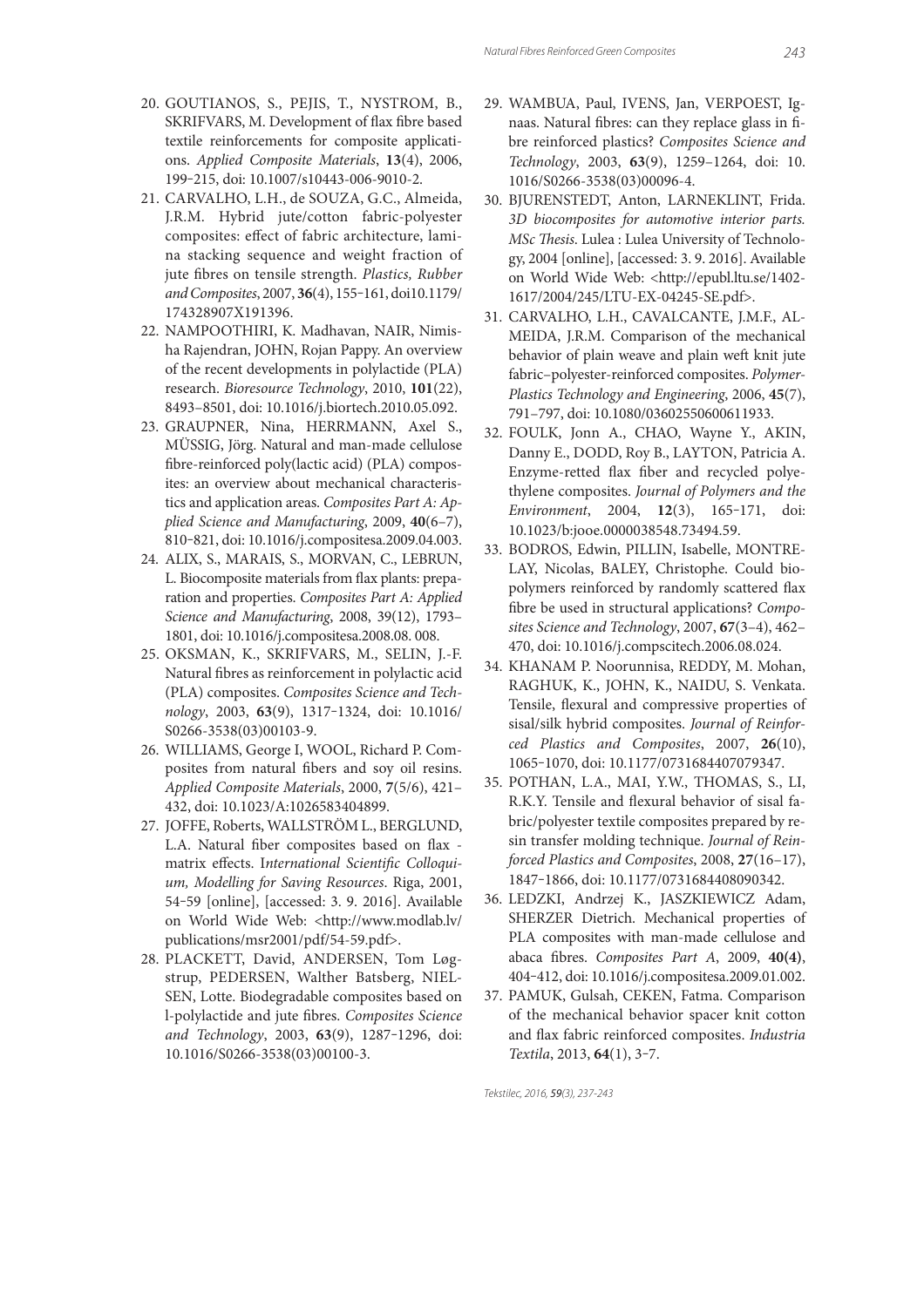20. GOUTIANOS, S., PEJIS, T., NYSTROM, B., SKRIFVARS, M. Development of flax fibre based textile reinforcements for composite applications. *Applied Composite Materials*, **13**(4), 2006, 199–215, doi: 10.1007/s10443-006-9010-2.
21. CARVALHO, L.H., de SOUZA, G.C., Almeida, J.R.M. Hybrid jute/cotton fabric-polyester composites: effect of fabric architecture, lamina stacking sequence and weight fraction of jute fibres on tensile strength. *Plastics, Rubber and Composites*, 2007, **36**(4), 155–161, doi10.1179/174328907X191396.
22. NAMPOOTHIRI, K. Madhavan, NAIR, Nimisha Rajendran, JOHN, Rojan Pappy. An overview of the recent developments in polylactide (PLA) research. *Bioresource Technology*, 2010, **101**(22), 8493–8501, doi: 10.1016/j.biortech.2010.05.092.
23. GRAUPNER, Nina, HERRMANN, Axel S., MÜSSIG, Jörg. Natural and man-made cellulose fibre-reinforced poly(lactic acid) (PLA) composites: an overview about mechanical characteristics and application areas. *Composites Part A: Applied Science and Manufacturing*, 2009, **40**(6–7), 810–821, doi: 10.1016/j.compositesa.2009.04.003.
24. ALIX, S., MARAIS, S., MORVAN, C., LEBRUN, L. Biocomposite materials from flax plants: preparation and properties. *Composites Part A: Applied Science and Manufacturing*, 2008, 39(12), 1793–1801, doi: 10.1016/j.compositesa.2008.08. 008.
25. OKSMAN, K., SKRIFVARS, M., SELIN, J.-F. Natural fibres as reinforcement in polylactic acid (PLA) composites. *Composites Science and Technology*, 2003, **63**(9), 1317–1324, doi: 10.1016/S0266-3538(03)00103-9.
26. WILLIAMS, George I, WOOL, Richard P. Composites from natural fibers and soy oil resins. *Applied Composite Materials*, 2000, **7**(5/6), 421–432, doi: 10.1023/A:1026583404899.
27. JOFFE, Roberts, WALLSTRÖM L., BERGLUND, L.A. Natural fiber composites based on flax - matrix effects. I*nternational Scientific Colloquium, Modelling for Saving Resources*. Riga, 2001, 54–59 [online], [accessed: 3. 9. 2016]. Available on World Wide Web: <http://www.modlab.lv/publications/msr2001/pdf/54-59.pdf>.
28. PLACKETT, David, ANDERSEN, Tom Løgstrup, PEDERSEN, Walther Batsberg, NIELSEN, Lotte. Biodegradable composites based on l-polylactide and jute fibres. *Composites Science and Technology*, 2003, **63**(9), 1287–1296, doi: 10.1016/S0266-3538(03)00100-3.
29. WAMBUA, Paul, IVENS, Jan, VERPOEST, Ignaas. Natural fibres: can they replace glass in fibre reinforced plastics? *Composites Science and Technology*, 2003, **63**(9), 1259–1264, doi: 10. 1016/S0266-3538(03)00096-4.
30. BJURENSTEDT, Anton, LARNEKLINT, Frida. *3D biocomposites for automotive interior parts. MSc Thesis*. Lulea : Lulea University of Technology, 2004 [online], [accessed: 3. 9. 2016]. Available on World Wide Web: <http://epubl.ltu.se/1402-1617/2004/245/LTU-EX-04245-SE.pdf>.
31. CARVALHO, L.H., CAVALCANTE, J.M.F., ALMEIDA, J.R.M. Comparison of the mechanical behavior of plain weave and plain weft knit jute fabric–polyester-reinforced composites. *Polymer-Plastics Technology and Engineering*, 2006, **45**(7), 791–797, doi: 10.1080/03602550600611933.
32. FOULK, Jonn A., CHAO, Wayne Y., AKIN, Danny E., DODD, Roy B., LAYTON, Patricia A. Enzyme-retted flax fiber and recycled polyethylene composites. *Journal of Polymers and the Environment*, 2004, **12**(3), 165–171, doi: 10.1023/b:jooe.0000038548.73494.59.
33. BODROS, Edwin, PILLIN, Isabelle, MONTRELAY, Nicolas, BALEY, Christophe. Could biopolymers reinforced by randomly scattered flax fibre be used in structural applications? *Composites Science and Technology*, 2007, **67**(3–4), 462–470, doi: 10.1016/j.compscitech.2006.08.024.
34. KHANAM P. Noorunnisa, REDDY, M. Mohan, RAGHUK, K., JOHN, K., NAIDU, S. Venkata. Tensile, flexural and compressive properties of sisal/silk hybrid composites. *Journal of Reinforced Plastics and Composites*, 2007, **26**(10), 1065–1070, doi: 10.1177/0731684407079347.
35. POTHAN, L.A., MAI, Y.W., THOMAS, S., LI, R.K.Y. Tensile and flexural behavior of sisal fabric/polyester textile composites prepared by resin transfer molding technique. *Journal of Reinforced Plastics and Composites*, 2008, **27**(16–17), 1847–1866, doi: 10.1177/0731684408090342.
36. LEDZKI, Andrzej K., JASZKIEWICZ Adam, SHERZER Dietrich. Mechanical properties of PLA composites with man-made cellulose and abaca fibres. *Composites Part A*, 2009, **40(4)**, 404–412, doi: 10.1016/j.compositesa.2009.01.002.
37. PAMUK, Gulsah, CEKEN, Fatma. Comparison of the mechanical behavior spacer knit cotton and flax fabric reinforced composites. *Industria Textila*, 2013, **64**(1), 3–7.